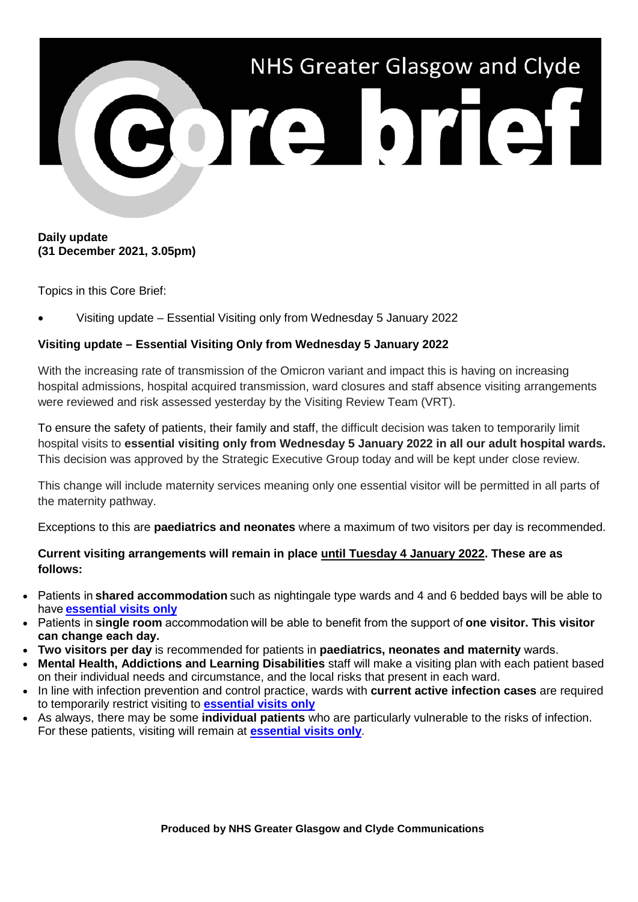# NHS Greater Glasgow and Clyde

# Core brief

**Daily update**
**(31 December 2021, 3.05pm)**

Topics in this Core Brief:

- Visiting update – Essential Visiting only from Wednesday 5 January 2022

### Visiting update – Essential Visiting Only from Wednesday 5 January 2022

With the increasing rate of transmission of the Omicron variant and impact this is having on increasing hospital admissions, hospital acquired transmission, ward closures and staff absence visiting arrangements were reviewed and risk assessed yesterday by the Visiting Review Team (VRT).

To ensure the safety of patients, their family and staff, the difficult decision was taken to temporarily limit hospital visits to **essential visiting only from Wednesday 5 January 2022 in all our adult hospital wards.** This decision was approved by the Strategic Executive Group today and will be kept under close review.

This change will include maternity services meaning only one essential visitor will be permitted in all parts of the maternity pathway.

Exceptions to this are **paediatrics and neonates** where a maximum of two visitors per day is recommended.

**Current visiting arrangements will remain in place until Tuesday 4 January 2022. These are as follows:**

- Patients in **shared accommodation** such as nightingale type wards and 4 and 6 bedded bays will be able to have **essential visits only**
- Patients in **single room** accommodation will be able to benefit from the support of **one visitor. This visitor can change each day.**
- **Two visitors per day** is recommended for patients in **paediatrics, neonates and maternity** wards.
- **Mental Health, Addictions and Learning Disabilities** staff will make a visiting plan with each patient based on their individual needs and circumstance, and the local risks that present in each ward.
- In line with infection prevention and control practice, wards with **current active infection cases** are required to temporarily restrict visiting to **essential visits only**
- As always, there may be some **individual patients** who are particularly vulnerable to the risks of infection. For these patients, visiting will remain at **essential visits only**.

**Produced by NHS Greater Glasgow and Clyde Communications**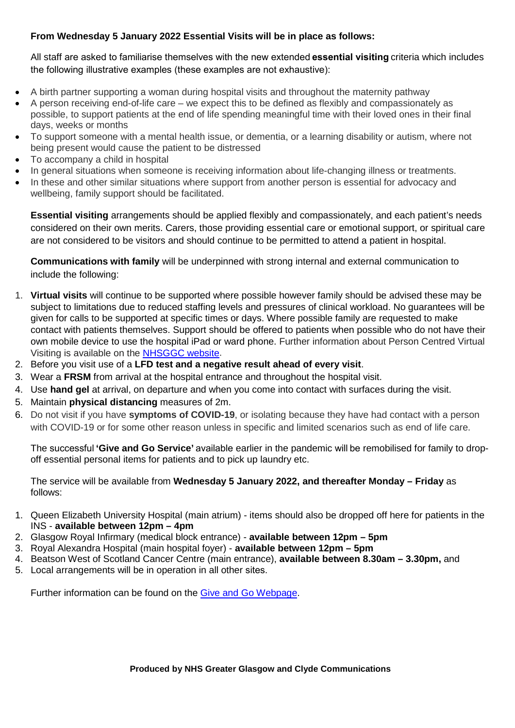**From Wednesday 5 January 2022 Essential Visits will be in place as follows:**

All staff are asked to familiarise themselves with the new extended **essential visiting** criteria which includes the following illustrative examples (these examples are not exhaustive):

- A birth partner supporting a woman during hospital visits and throughout the maternity pathway
- A person receiving end-of-life care – we expect this to be defined as flexibly and compassionately as possible, to support patients at the end of life spending meaningful time with their loved ones in their final days, weeks or months
- To support someone with a mental health issue, or dementia, or a learning disability or autism, where not being present would cause the patient to be distressed
- To accompany a child in hospital
- In general situations when someone is receiving information about life-changing illness or treatments.
- In these and other similar situations where support from another person is essential for advocacy and wellbeing, family support should be facilitated.

**Essential visiting** arrangements should be applied flexibly and compassionately, and each patient's needs considered on their own merits. Carers, those providing essential care or emotional support, or spiritual care are not considered to be visitors and should continue to be permitted to attend a patient in hospital.

**Communications with family** will be underpinned with strong internal and external communication to include the following:

1. **Virtual visits** will continue to be supported where possible however family should be advised these may be subject to limitations due to reduced staffing levels and pressures of clinical workload. No guarantees will be given for calls to be supported at specific times or days. Where possible family are requested to make contact with patients themselves. Support should be offered to patients when possible who do not have their own mobile device to use the hospital iPad or ward phone. Further information about Person Centred Virtual Visiting is available on the [NHSGGC website](NHSGGC website).
2. Before you visit use of a **LFD test and a negative result ahead of every visit**.
3. Wear a **FRSM** from arrival at the hospital entrance and throughout the hospital visit.
4. Use **hand gel** at arrival, on departure and when you come into contact with surfaces during the visit.
5. Maintain **physical distancing** measures of 2m.
6. Do not visit if you have **symptoms of COVID-19**, or isolating because they have had contact with a person with COVID-19 or for some other reason unless in specific and limited scenarios such as end of life care.

The successful **'Give and Go Service'** available earlier in the pandemic will be remobilised for family to drop-off essential personal items for patients and to pick up laundry etc.

The service will be available from **Wednesday 5 January 2022, and thereafter Monday – Friday** as follows:

1. Queen Elizabeth University Hospital (main atrium) - items should also be dropped off here for patients in the INS - **available between 12pm – 4pm**
2. Glasgow Royal Infirmary (medical block entrance) - **available between 12pm – 5pm**
3. Royal Alexandra Hospital (main hospital foyer) - **available between 12pm – 5pm**
4. Beatson West of Scotland Cancer Centre (main entrance), **available between 8.30am – 3.30pm,** and
5. Local arrangements will be in operation in all other sites.

Further information can be found on the Give and Go Webpage.

**Produced by NHS Greater Glasgow and Clyde Communications**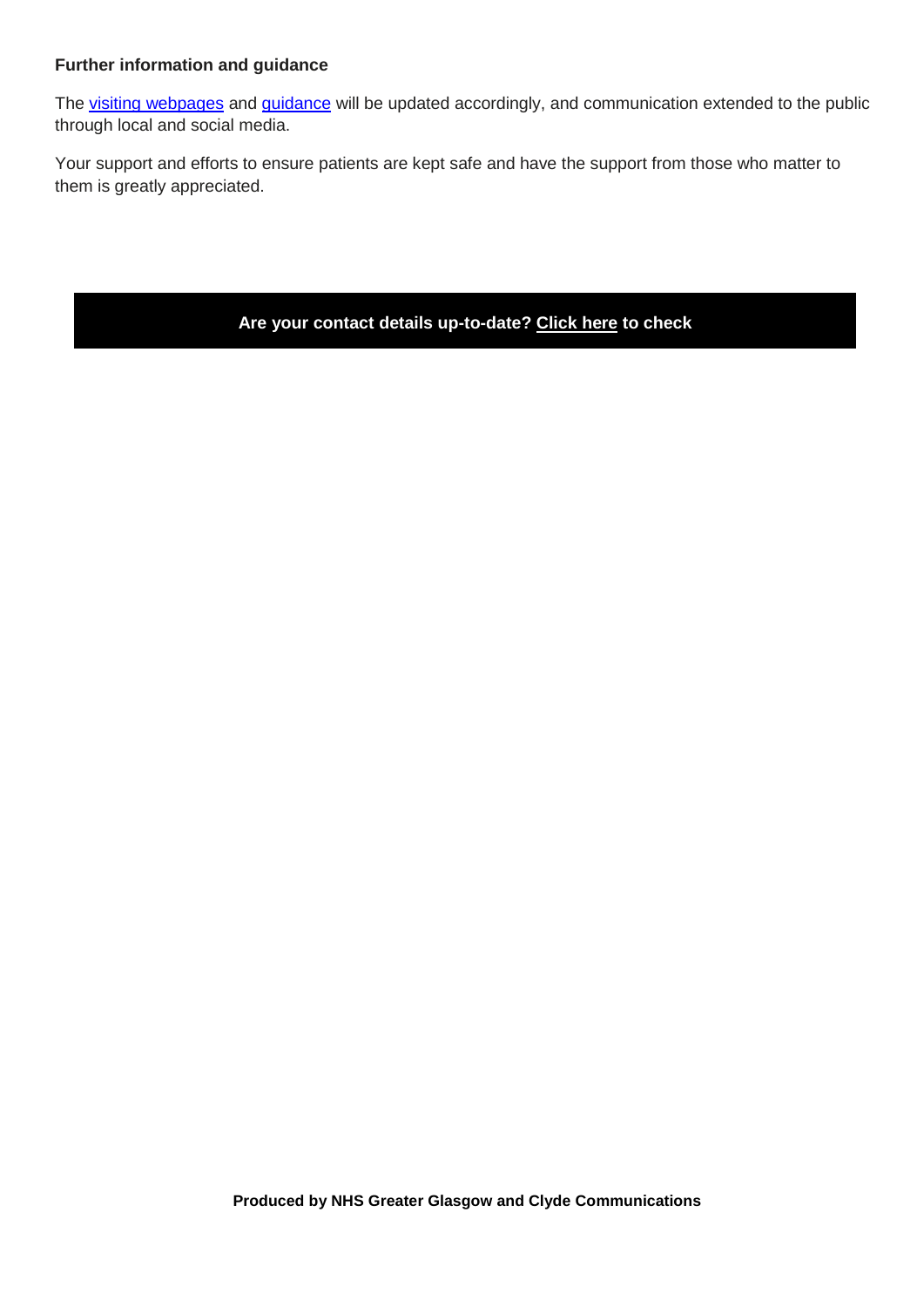**Further information and guidance**

The visiting webpages and guidance will be updated accordingly, and communication extended to the public through local and social media.

Your support and efforts to ensure patients are kept safe and have the support from those who matter to them is greatly appreciated.

**Are your contact details up-to-date? Click here to check**

**Produced by NHS Greater Glasgow and Clyde Communications**